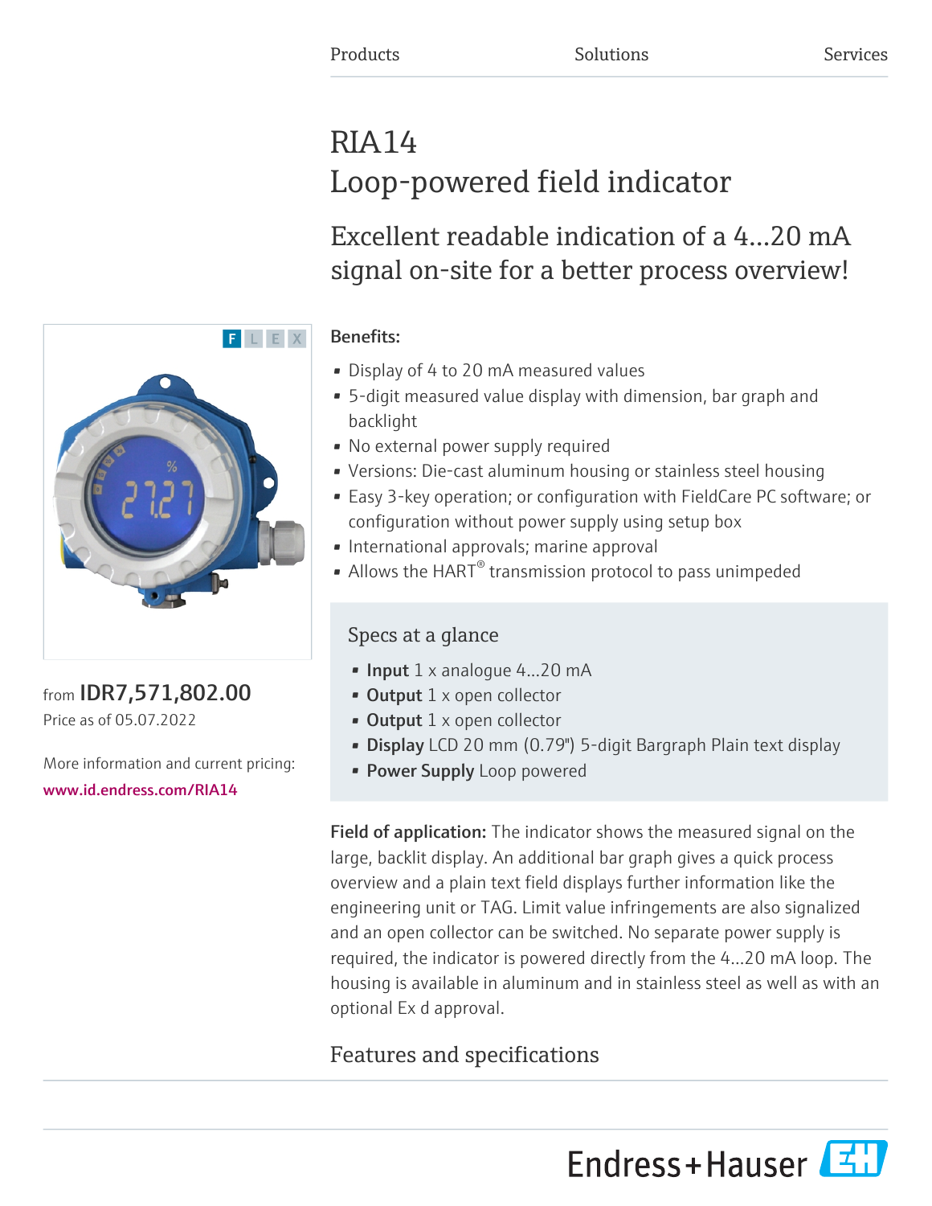Products Solutions Services

# RIA14
# Loop-powered field indicator

## Excellent readable indication of a 4...20 mA signal on-site for a better process overview!

from **IDR7,571,802.00**
Price as of 05.07.2022

More information and current pricing:
www.id.endress.com/RIA14

**Benefits:**

- Display of 4 to 20 mA measured values
- 5-digit measured value display with dimension, bar graph and backlight
- No external power supply required
- Versions: Die-cast aluminum housing or stainless steel housing
- Easy 3-key operation; or configuration with FieldCare PC software; or configuration without power supply using setup box
- International approvals; marine approval
- Allows the HART® transmission protocol to pass unimpeded

### Specs at a glance

- **Input** 1 x analogue 4...20 mA
- **Output** 1 x open collector
- **Output** 1 x open collector
- **Display** LCD 20 mm (0.79") 5-digit Bargraph Plain text display
- **Power Supply** Loop powered

**Field of application:** The indicator shows the measured signal on the large, backlit display. An additional bar graph gives a quick process overview and a plain text field displays further information like the engineering unit or TAG. Limit value infringements are also signalized and an open collector can be switched. No separate power supply is required, the indicator is powered directly from the 4...20 mA loop. The housing is available in aluminum and in stainless steel as well as with an optional Ex d approval.

## Features and specifications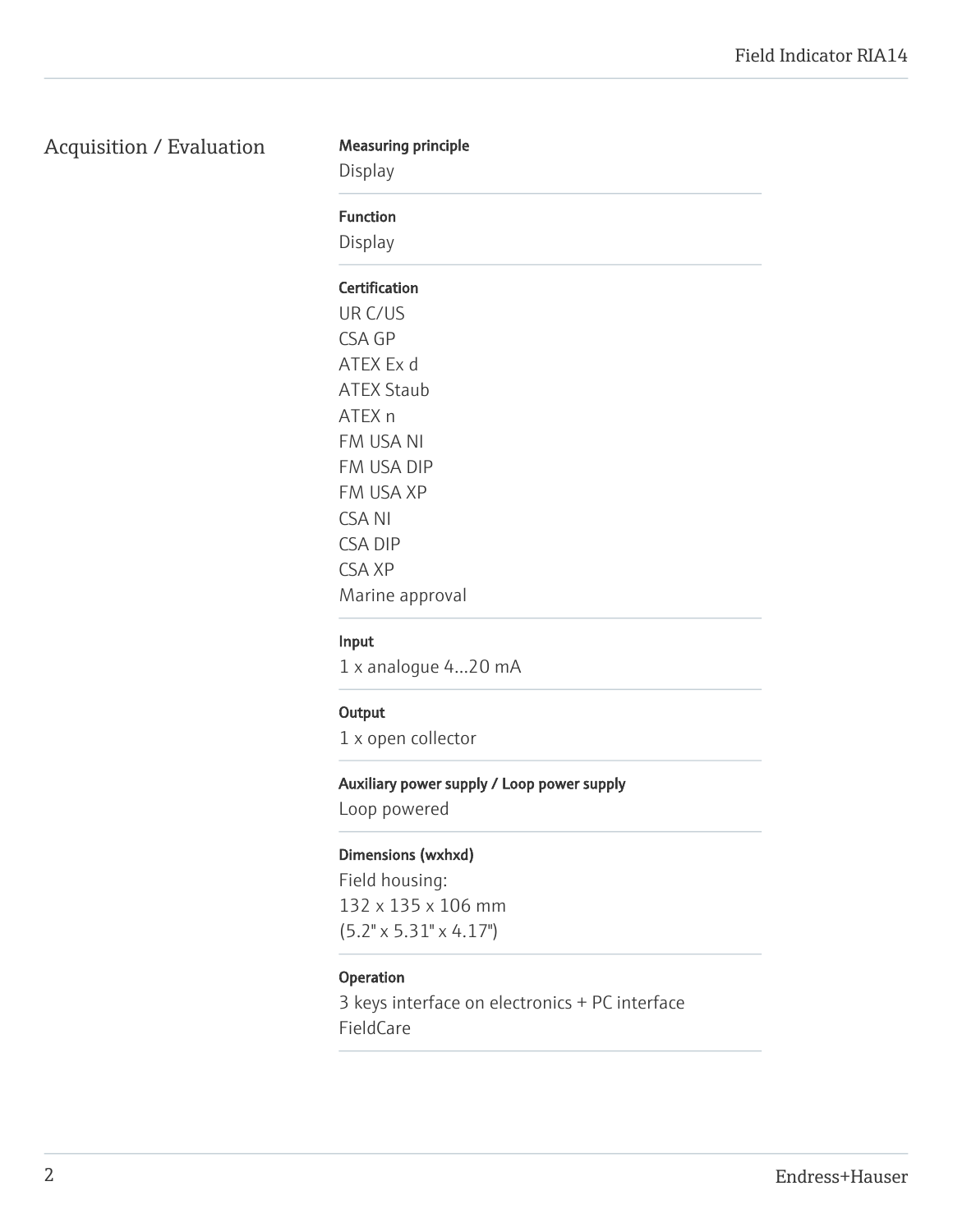## Acquisition / Evaluation

**Measuring principle**

Display

**Function**

Display

**Certification**

UR C/US
CSA GP
ATEX Ex d
ATEX Staub
ATEX n
FM USA NI
FM USA DIP
FM USA XP
CSA NI
CSA DIP
CSA XP
Marine approval

**Input**

1 x analogue 4...20 mA

**Output**

1 x open collector

**Auxiliary power supply / Loop power supply**

Loop powered

**Dimensions (wxhxd)**

Field housing:
132 x 135 x 106 mm
(5.2" x 5.31" x 4.17")

**Operation**

3 keys interface on electronics + PC interface
FieldCare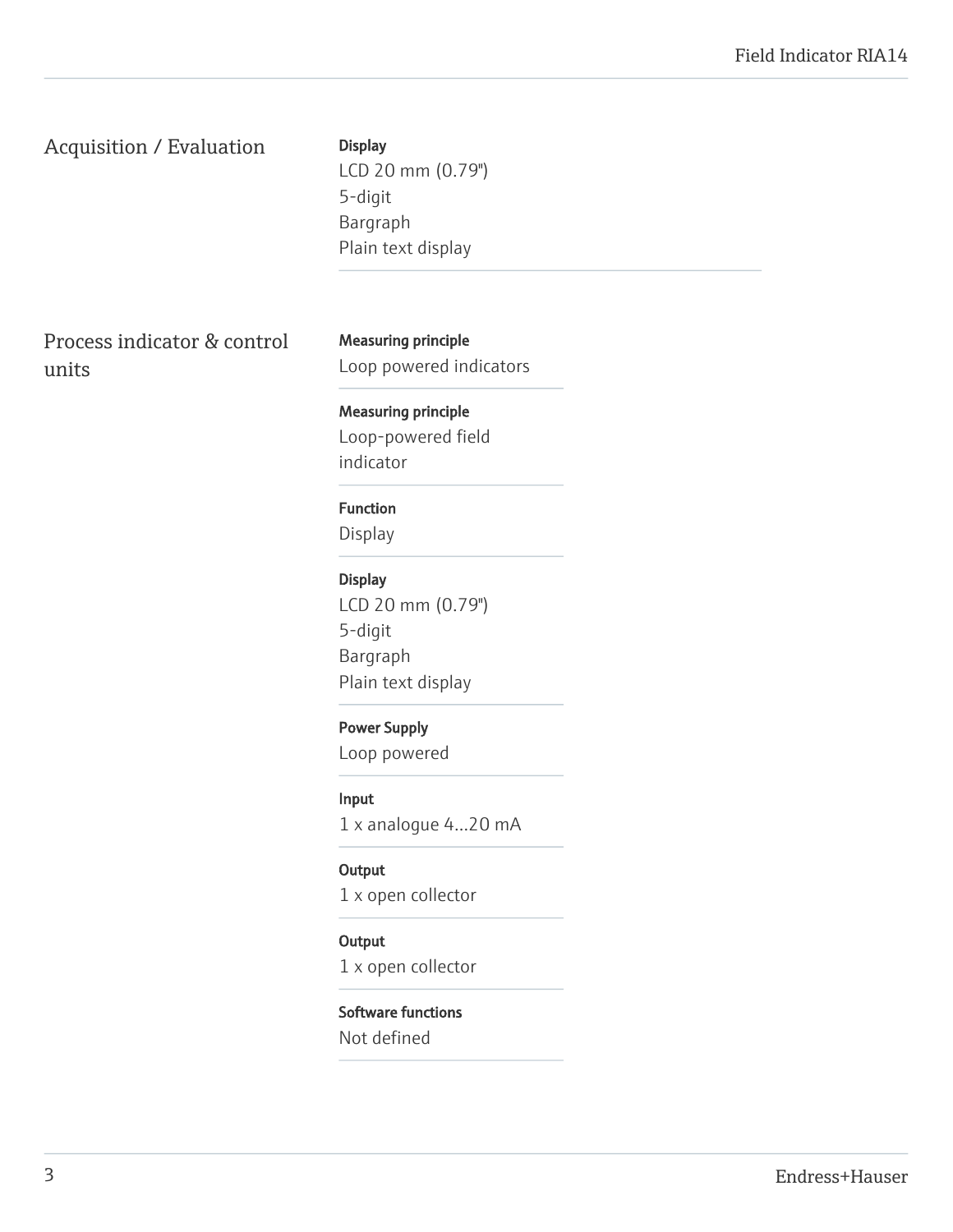## Acquisition / Evaluation

**Display**

LCD 20 mm (0.79")
5-digit
Bargraph
Plain text display

## Process indicator & control units

**Measuring principle**

Loop powered indicators

**Measuring principle**

Loop-powered field indicator

**Function**

Display

**Display**

LCD 20 mm (0.79")
5-digit
Bargraph
Plain text display

**Power Supply**

Loop powered

**Input**

1 x analogue 4...20 mA

**Output**

1 x open collector

**Output**

1 x open collector

**Software functions**

Not defined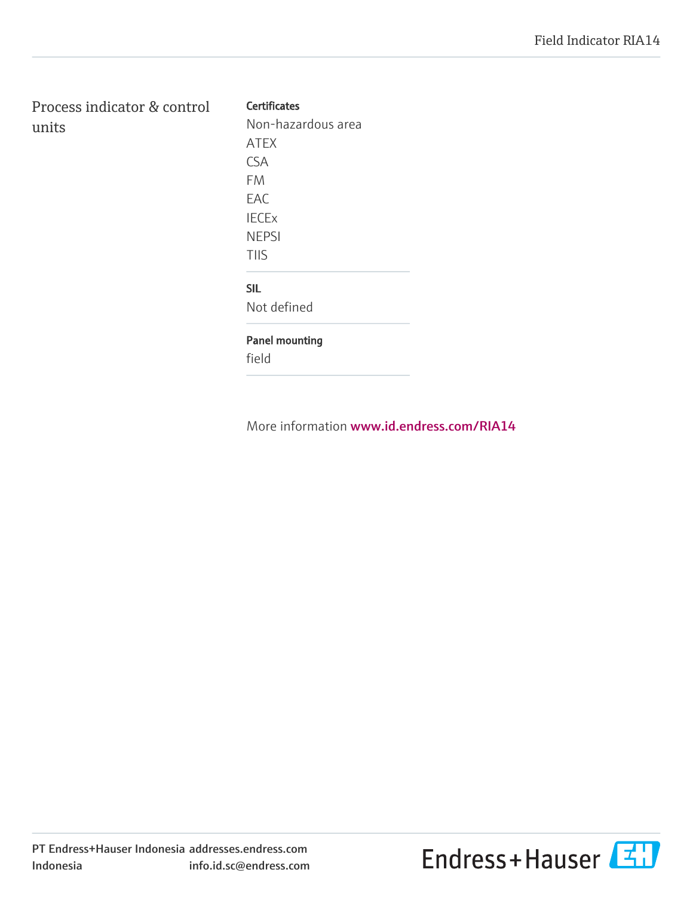## Process indicator & control units

**Certificates**
Non-hazardous area
ATEX
CSA
FM
EAC
IECEx
NEPSI
TIIS

**SIL**
Not defined

**Panel mounting**
field

More information **www.id.endress.com/RIA14**

PT Endress+Hauser Indonesia
Indonesia

addresses.endress.com
info.id.sc@endress.com